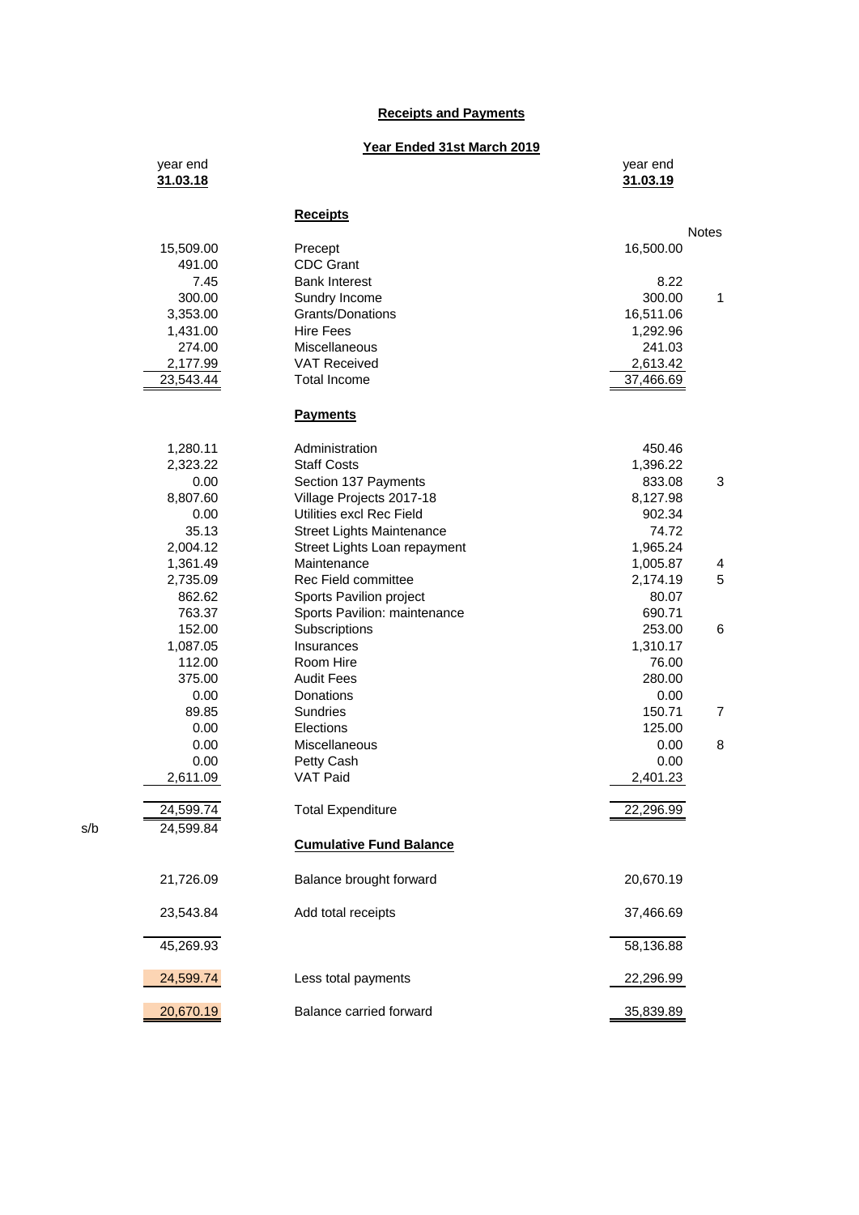## Receipts and Payments

### Year Ended 31st March 2019

| | year end **31.03.18** | | year end **31.03.19** | Notes |
|---|---|---|---|---|
| | | **Receipts** | | |
| | 15,509.00 | Precept | 16,500.00 | |
| | 491.00 | CDC Grant | | |
| | 7.45 | Bank Interest | 8.22 | |
| | 300.00 | Sundry Income | 300.00 | 1 |
| | 3,353.00 | Grants/Donations | 16,511.06 | |
| | 1,431.00 | Hire Fees | 1,292.96 | |
| | 274.00 | Miscellaneous | 241.03 | |
| | 2,177.99 | VAT Received | 2,613.42 | |
| | 23,543.44 | Total Income | 37,466.69 | |
| | | **Payments** | | |
| | 1,280.11 | Administration | 450.46 | |
| | 2,323.22 | Staff Costs | 1,396.22 | |
| | 0.00 | Section 137 Payments | 833.08 | 3 |
| | 8,807.60 | Village Projects 2017-18 | 8,127.98 | |
| | 0.00 | Utilities excl Rec Field | 902.34 | |
| | 35.13 | Street Lights Maintenance | 74.72 | |
| | 2,004.12 | Street Lights Loan repayment | 1,965.24 | |
| | 1,361.49 | Maintenance | 1,005.87 | 4 |
| | 2,735.09 | Rec Field committee | 2,174.19 | 5 |
| | 862.62 | Sports Pavilion project | 80.07 | |
| | 763.37 | Sports Pavilion: maintenance | 690.71 | |
| | 152.00 | Subscriptions | 253.00 | 6 |
| | 1,087.05 | Insurances | 1,310.17 | |
| | 112.00 | Room Hire | 76.00 | |
| | 375.00 | Audit Fees | 280.00 | |
| | 0.00 | Donations | 0.00 | |
| | 89.85 | Sundries | 150.71 | 7 |
| | 0.00 | Elections | 125.00 | |
| | 0.00 | Miscellaneous | 0.00 | 8 |
| | 0.00 | Petty Cash | 0.00 | |
| | 2,611.09 | VAT Paid | 2,401.23 | |
| | 24,599.74 | Total Expenditure | 22,296.99 | |
| s/b | 24,599.84 | | | |
| | | **Cumulative Fund Balance** | | |
| | 21,726.09 | Balance brought forward | 20,670.19 | |
| | 23,543.84 | Add total receipts | 37,466.69 | |
| | 45,269.93 | | 58,136.88 | |
| | 24,599.74 | Less total payments | 22,296.99 | |
| | 20,670.19 | Balance carried forward | 35,839.89 | |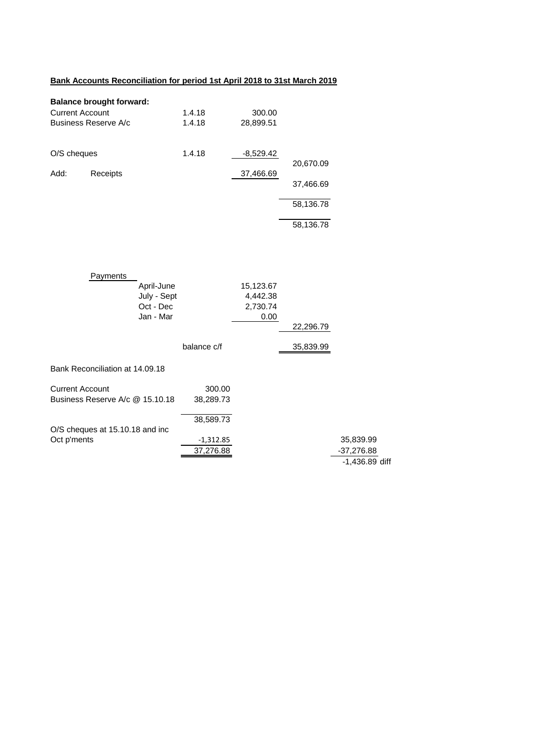**Bank Accounts Reconciliation for period 1st April 2018 to 31st March 2019**

| | | | | |
|---|---|---|---|---|
| **Balance brought forward:** | | | | |
| Current Account | | 1.4.18 | 300.00 | |
| Business Reserve A/c | | 1.4.18 | 28,899.51 | |
| O/S cheques | | 1.4.18 | -8,529.42 | |
| | | | | 20,670.09 |
| Add: | Receipts | | 37,466.69 | |
| | | | | 37,466.69 |
| | | | | 58,136.78 |
| | | | | 58,136.78 |

| | | | | |
|---|---|---|---|---|
| Payments | | | | |
| | April-June | | 15,123.67 | |
| | July - Sept | | 4,442.38 | |
| | Oct - Dec | | 2,730.74 | |
| | Jan - Mar | | 0.00 | |
| | | | | 22,296.79 |
| | | balance c/f | | 35,839.99 |

Bank Reconciliation at 14.09.18

| | | | |
|---|---|---|---|
| Current Account | 300.00 | | |
| Business Reserve A/c @ 15.10.18 | 38,289.73 | | |
| | 38,589.73 | | |
| O/S cheques at 15.10.18 and inc Oct p'ments | -1,312.85 | | 35,839.99 |
| | 37,276.88 | | -37,276.88 |
| | | | -1,436.89 diff |